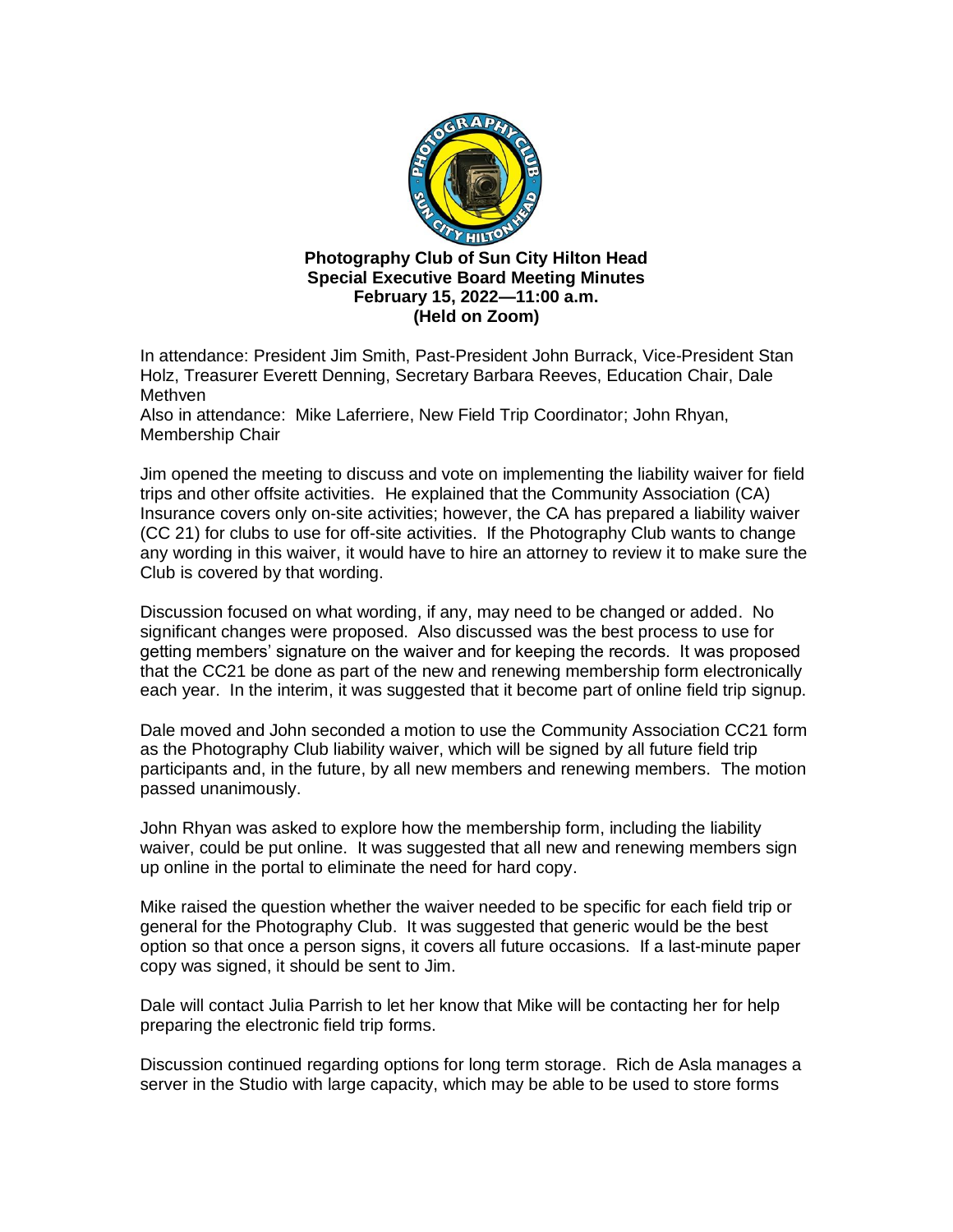**Photography Club of Sun City Hilton Head**
**Special Executive Board Meeting Minutes**
**February 15, 2022—11:00 a.m.**
**(Held on Zoom)**

In attendance: President Jim Smith, Past-President John Burrack, Vice-President Stan Holz, Treasurer Everett Denning, Secretary Barbara Reeves, Education Chair, Dale Methven
Also in attendance: Mike Laferriere, New Field Trip Coordinator; John Rhyan, Membership Chair

Jim opened the meeting to discuss and vote on implementing the liability waiver for field trips and other offsite activities. He explained that the Community Association (CA) Insurance covers only on-site activities; however, the CA has prepared a liability waiver (CC 21) for clubs to use for off-site activities. If the Photography Club wants to change any wording in this waiver, it would have to hire an attorney to review it to make sure the Club is covered by that wording.

Discussion focused on what wording, if any, may need to be changed or added. No significant changes were proposed. Also discussed was the best process to use for getting members' signature on the waiver and for keeping the records. It was proposed that the CC21 be done as part of the new and renewing membership form electronically each year. In the interim, it was suggested that it become part of online field trip signup.

Dale moved and John seconded a motion to use the Community Association CC21 form as the Photography Club liability waiver, which will be signed by all future field trip participants and, in the future, by all new members and renewing members. The motion passed unanimously.

John Rhyan was asked to explore how the membership form, including the liability waiver, could be put online. It was suggested that all new and renewing members sign up online in the portal to eliminate the need for hard copy.

Mike raised the question whether the waiver needed to be specific for each field trip or general for the Photography Club. It was suggested that generic would be the best option so that once a person signs, it covers all future occasions. If a last-minute paper copy was signed, it should be sent to Jim.

Dale will contact Julia Parrish to let her know that Mike will be contacting her for help preparing the electronic field trip forms.

Discussion continued regarding options for long term storage. Rich de Asla manages a server in the Studio with large capacity, which may be able to be used to store forms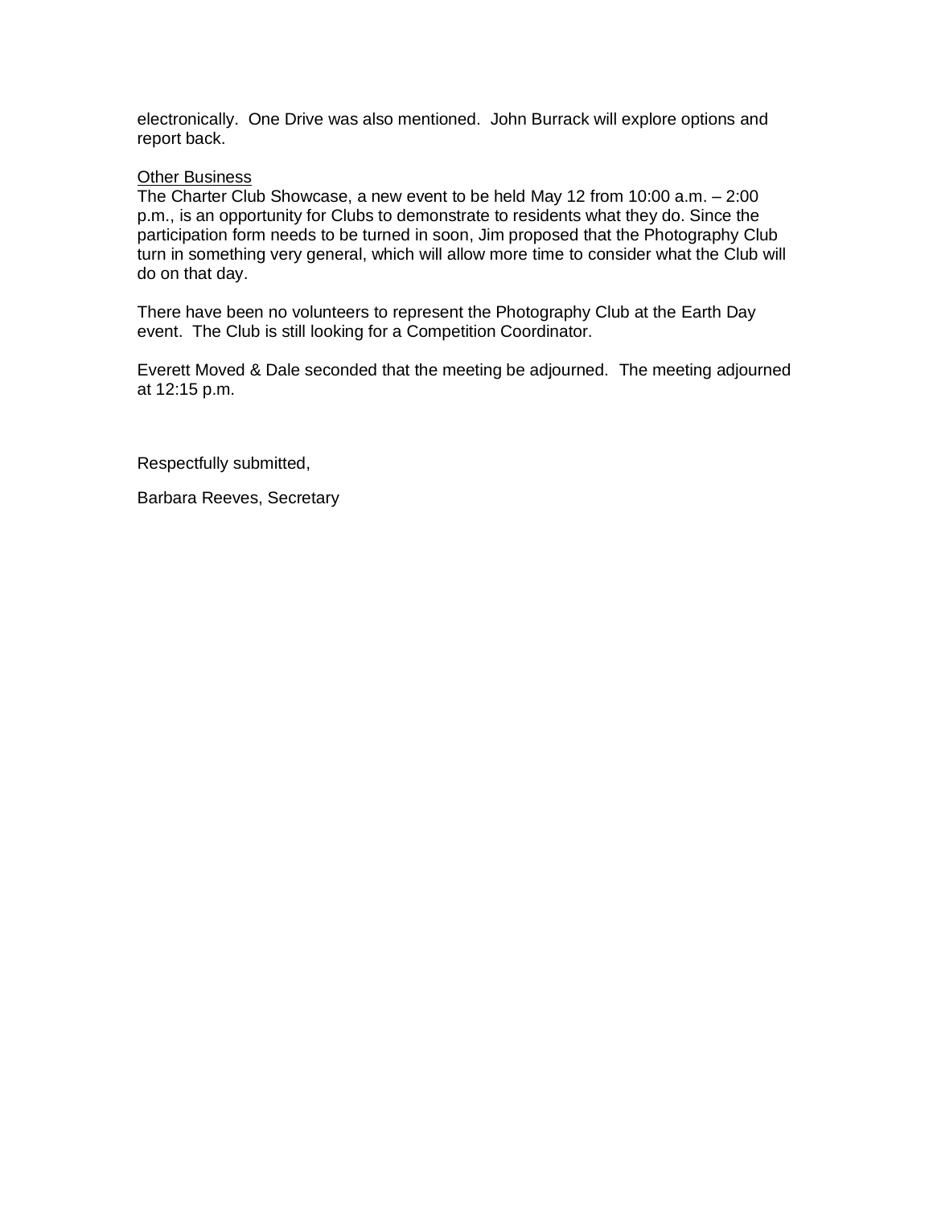electronically. One Drive was also mentioned. John Burrack will explore options and report back.

<u>Other Business</u>

The Charter Club Showcase, a new event to be held May 12 from 10:00 a.m. – 2:00 p.m., is an opportunity for Clubs to demonstrate to residents what they do. Since the participation form needs to be turned in soon, Jim proposed that the Photography Club turn in something very general, which will allow more time to consider what the Club will do on that day.

There have been no volunteers to represent the Photography Club at the Earth Day event. The Club is still looking for a Competition Coordinator.

Everett Moved & Dale seconded that the meeting be adjourned. The meeting adjourned at 12:15 p.m.

Respectfully submitted,

Barbara Reeves, Secretary